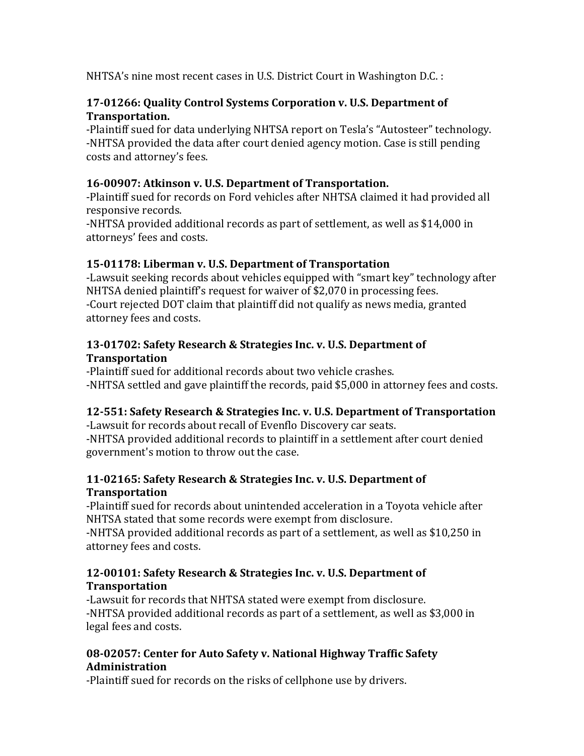NHTSA's nine most recent cases in U.S. District Court in Washington D.C. :

**17-01266: Quality Control Systems Corporation v. U.S. Department of Transportation.**

-Plaintiff sued for data underlying NHTSA report on Tesla's "Autosteer" technology.
-NHTSA provided the data after court denied agency motion. Case is still pending costs and attorney's fees.

**16-00907: Atkinson v. U.S. Department of Transportation.**

-Plaintiff sued for records on Ford vehicles after NHTSA claimed it had provided all responsive records.
-NHTSA provided additional records as part of settlement, as well as $14,000 in attorneys' fees and costs.

**15-01178: Liberman v. U.S. Department of Transportation**

-Lawsuit seeking records about vehicles equipped with "smart key" technology after NHTSA denied plaintiff's request for waiver of $2,070 in processing fees.
-Court rejected DOT claim that plaintiff did not qualify as news media, granted attorney fees and costs.

**13-01702: Safety Research & Strategies Inc. v. U.S. Department of Transportation**

-Plaintiff sued for additional records about two vehicle crashes.
-NHTSA settled and gave plaintiff the records, paid $5,000 in attorney fees and costs.

**12-551: Safety Research & Strategies Inc. v. U.S. Department of Transportation**

-Lawsuit for records about recall of Evenflo Discovery car seats.
-NHTSA provided additional records to plaintiff in a settlement after court denied government's motion to throw out the case.

**11-02165: Safety Research & Strategies Inc. v. U.S. Department of Transportation**

-Plaintiff sued for records about unintended acceleration in a Toyota vehicle after NHTSA stated that some records were exempt from disclosure.
-NHTSA provided additional records as part of a settlement, as well as $10,250 in attorney fees and costs.

**12-00101: Safety Research & Strategies Inc. v. U.S. Department of Transportation**

-Lawsuit for records that NHTSA stated were exempt from disclosure.
-NHTSA provided additional records as part of a settlement, as well as $3,000 in legal fees and costs.

**08-02057: Center for Auto Safety v. National Highway Traffic Safety Administration**

-Plaintiff sued for records on the risks of cellphone use by drivers.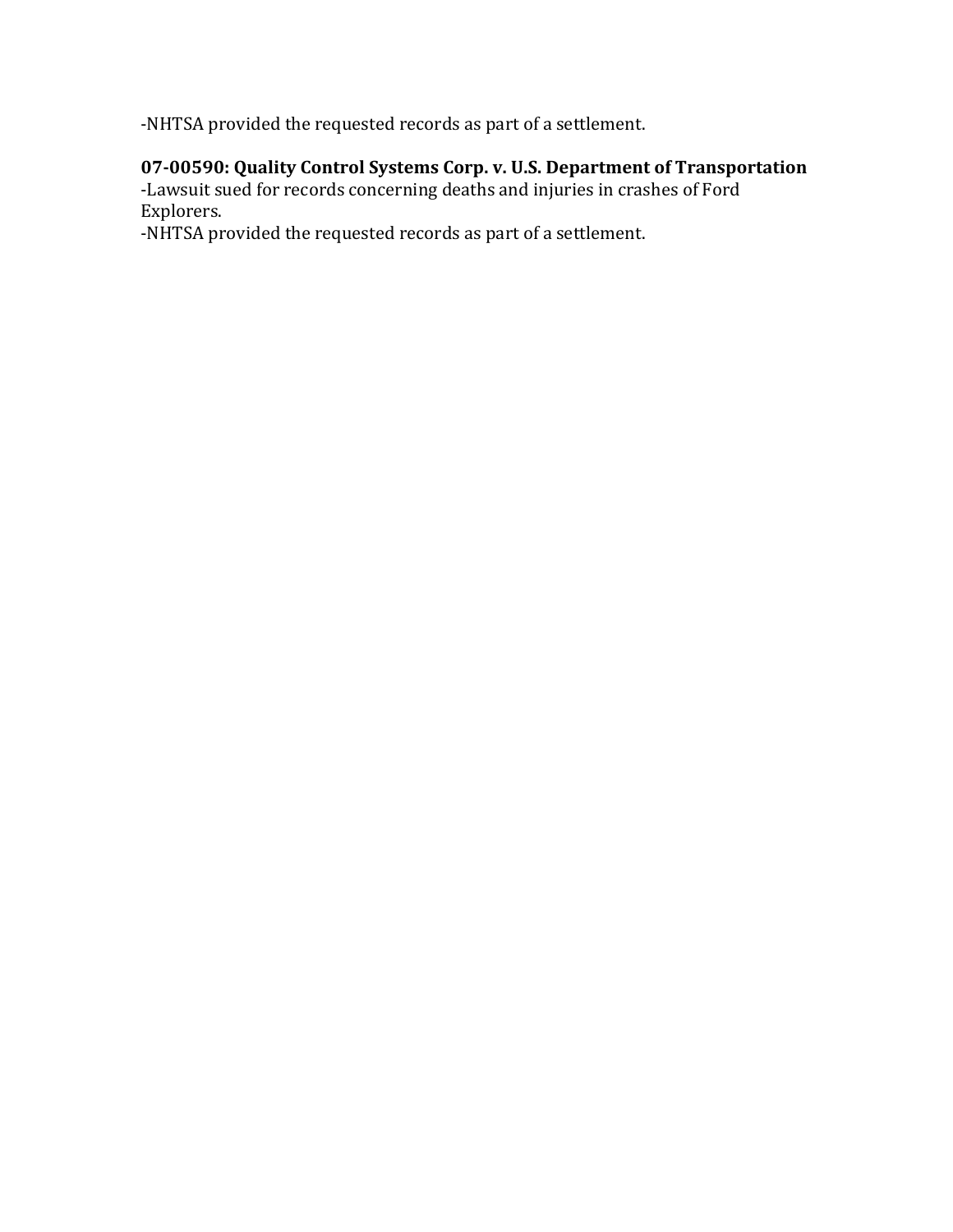-NHTSA provided the requested records as part of a settlement.

**07-00590: Quality Control Systems Corp. v. U.S. Department of Transportation**
-Lawsuit sued for records concerning deaths and injuries in crashes of Ford Explorers.
-NHTSA provided the requested records as part of a settlement.